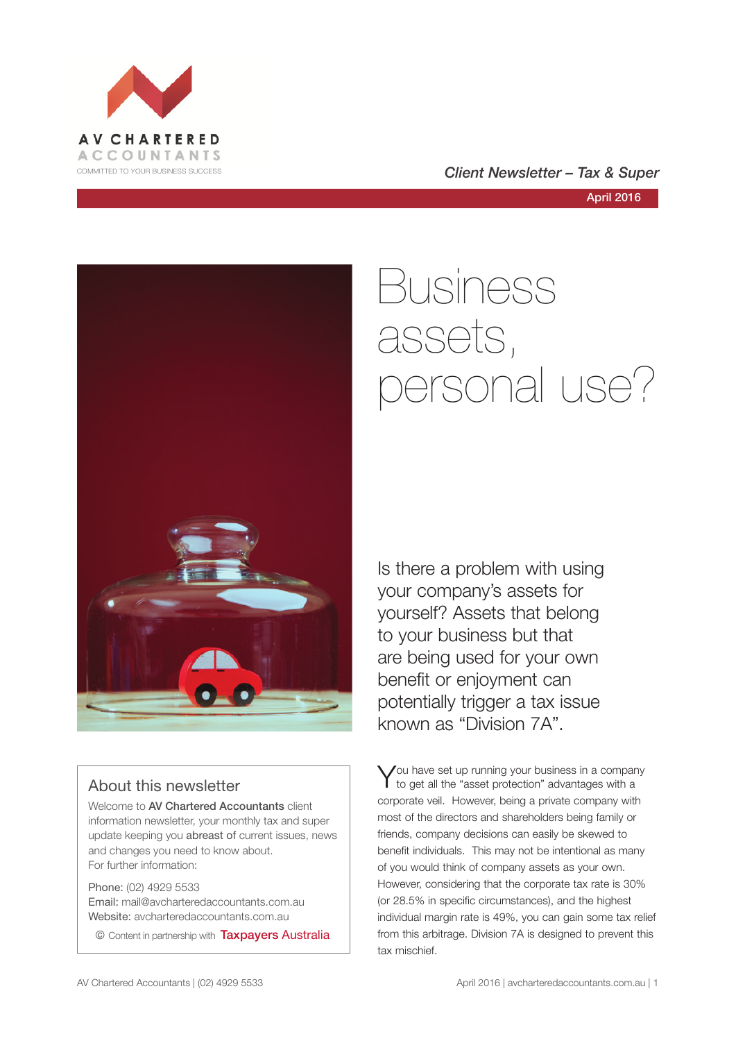AV CHARTERED ACCOUNTANTS

COMMITTED TO YOUR BUSINESS SUCCESS

*Client Newsletter – Tax & Super*

April 2016

# Business assets, personal use?

Is there a problem with using your company's assets for yourself? Assets that belong to your business but that are being used for your own benefit or enjoyment can potentially trigger a tax issue known as "Division 7A".

You have set up running your business in a company to get all the "asset protection" advantages with a corporate veil. However, being a private company with most of the directors and shareholders being family or friends, company decisions can easily be skewed to benefit individuals. This may not be intentional as many of you would think of company assets as your own. However, considering that the corporate tax rate is 30% (or 28.5% in specific circumstances), and the highest individual margin rate is 49%, you can gain some tax relief from this arbitrage. Division 7A is designed to prevent this tax mischief.

## About this newsletter

Welcome to **AV Chartered Accountants** client information newsletter, your monthly tax and super update keeping you **abreast of** current issues, news and changes you need to know about.
For further information:

Phone: (02) 4929 5533
Email: mail@avcharteredaccountants.com.au
Website: avcharteredaccountants.com.au

© Content in partnership with Taxpayers Australia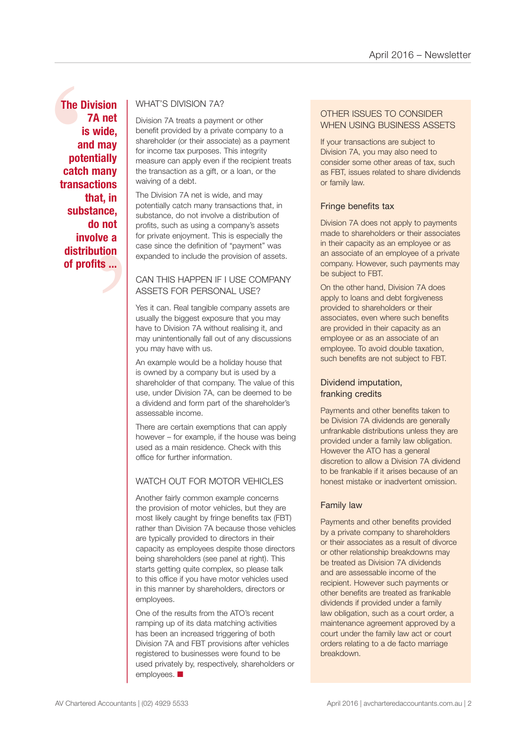> **The Division 7A net is wide, and may potentially catch many transactions that, in substance, do not involve a distribution of profits ...**

## WHAT'S DIVISION 7A?

Division 7A treats a payment or other benefit provided by a private company to a shareholder (or their associate) as a payment for income tax purposes. This integrity measure can apply even if the recipient treats the transaction as a gift, or a loan, or the waiving of a debt.

The Division 7A net is wide, and may potentially catch many transactions that, in substance, do not involve a distribution of profits, such as using a company's assets for private enjoyment. This is especially the case since the definition of "payment" was expanded to include the provision of assets.

## CAN THIS HAPPEN IF I USE COMPANY ASSETS FOR PERSONAL USE?

Yes it can. Real tangible company assets are usually the biggest exposure that you may have to Division 7A without realising it, and may unintentionally fall out of any discussions you may have with us.

An example would be a holiday house that is owned by a company but is used by a shareholder of that company. The value of this use, under Division 7A, can be deemed to be a dividend and form part of the shareholder's assessable income.

There are certain exemptions that can apply however – for example, if the house was being used as a main residence. Check with this office for further information.

## WATCH OUT FOR MOTOR VEHICLES

Another fairly common example concerns the provision of motor vehicles, but they are most likely caught by fringe benefits tax (FBT) rather than Division 7A because those vehicles are typically provided to directors in their capacity as employees despite those directors being shareholders (see panel at right). This starts getting quite complex, so please talk to this office if you have motor vehicles used in this manner by shareholders, directors or employees.

One of the results from the ATO's recent ramping up of its data matching activities has been an increased triggering of both Division 7A and FBT provisions after vehicles registered to businesses were found to be used privately by, respectively, shareholders or employees. ■

## OTHER ISSUES TO CONSIDER WHEN USING BUSINESS ASSETS

If your transactions are subject to Division 7A, you may also need to consider some other areas of tax, such as FBT, issues related to share dividends or family law.

### Fringe benefits tax

Division 7A does not apply to payments made to shareholders or their associates in their capacity as an employee or as an associate of an employee of a private company. However, such payments may be subject to FBT.

On the other hand, Division 7A does apply to loans and debt forgiveness provided to shareholders or their associates, even where such benefits are provided in their capacity as an employee or as an associate of an employee. To avoid double taxation, such benefits are not subject to FBT.

### Dividend imputation, franking credits

Payments and other benefits taken to be Division 7A dividends are generally unfrankable distributions unless they are provided under a family law obligation. However the ATO has a general discretion to allow a Division 7A dividend to be frankable if it arises because of an honest mistake or inadvertent omission.

### Family law

Payments and other benefits provided by a private company to shareholders or their associates as a result of divorce or other relationship breakdowns may be treated as Division 7A dividends and are assessable income of the recipient. However such payments or other benefits are treated as frankable dividends if provided under a family law obligation, such as a court order, a maintenance agreement approved by a court under the family law act or court orders relating to a de facto marriage breakdown.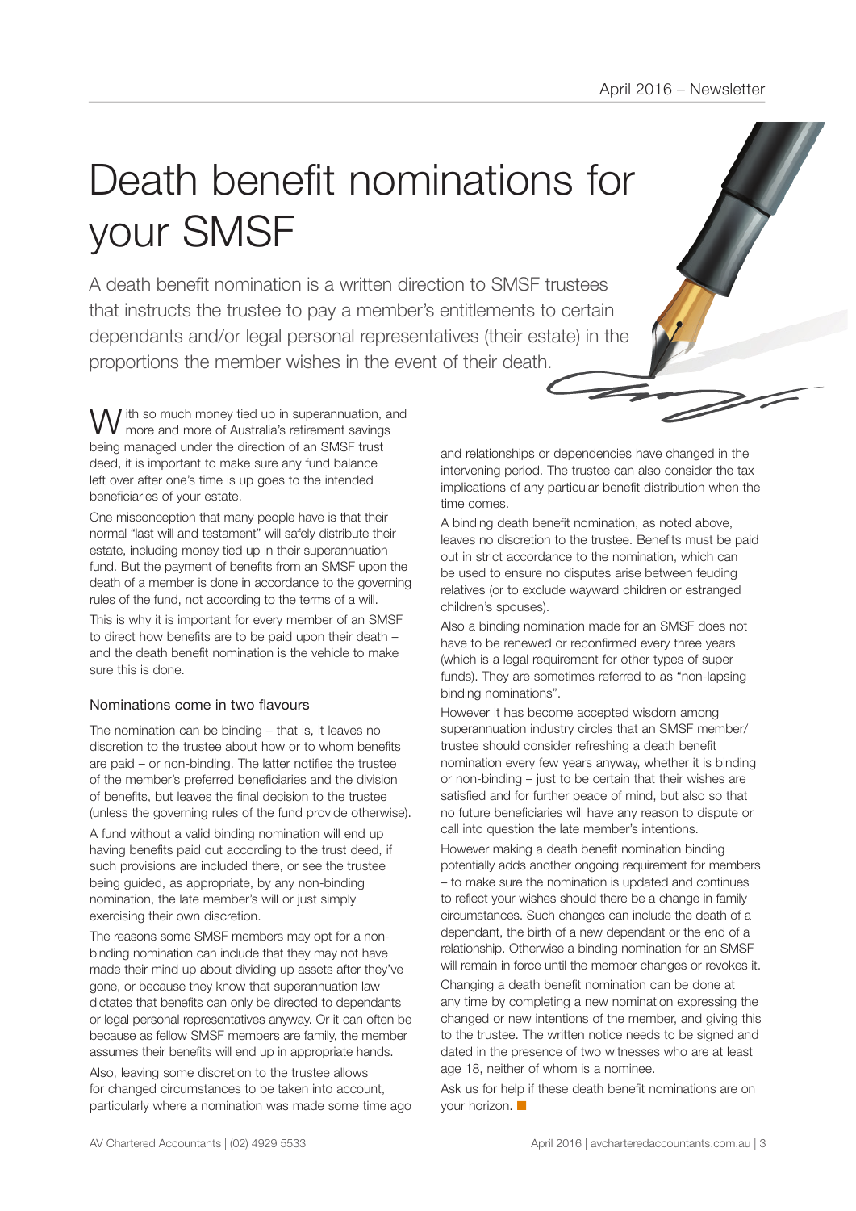# Death benefit nominations for your SMSF

A death benefit nomination is a written direction to SMSF trustees that instructs the trustee to pay a member's entitlements to certain dependants and/or legal personal representatives (their estate) in the proportions the member wishes in the event of their death.

With so much money tied up in superannuation, and more and more of Australia's retirement savings being managed under the direction of an SMSF trust deed, it is important to make sure any fund balance left over after one's time is up goes to the intended beneficiaries of your estate.

One misconception that many people have is that their normal "last will and testament" will safely distribute their estate, including money tied up in their superannuation fund. But the payment of benefits from an SMSF upon the death of a member is done in accordance to the governing rules of the fund, not according to the terms of a will.

This is why it is important for every member of an SMSF to direct how benefits are to be paid upon their death – and the death benefit nomination is the vehicle to make sure this is done.

## Nominations come in two flavours

The nomination can be binding – that is, it leaves no discretion to the trustee about how or to whom benefits are paid – or non-binding. The latter notifies the trustee of the member's preferred beneficiaries and the division of benefits, but leaves the final decision to the trustee (unless the governing rules of the fund provide otherwise).

A fund without a valid binding nomination will end up having benefits paid out according to the trust deed, if such provisions are included there, or see the trustee being guided, as appropriate, by any non-binding nomination, the late member's will or just simply exercising their own discretion.

The reasons some SMSF members may opt for a non-binding nomination can include that they may not have made their mind up about dividing up assets after they've gone, or because they know that superannuation law dictates that benefits can only be directed to dependants or legal personal representatives anyway. Or it can often be because as fellow SMSF members are family, the member assumes their benefits will end up in appropriate hands.

Also, leaving some discretion to the trustee allows for changed circumstances to be taken into account, particularly where a nomination was made some time ago and relationships or dependencies have changed in the intervening period. The trustee can also consider the tax implications of any particular benefit distribution when the time comes.

A binding death benefit nomination, as noted above, leaves no discretion to the trustee. Benefits must be paid out in strict accordance to the nomination, which can be used to ensure no disputes arise between feuding relatives (or to exclude wayward children or estranged children's spouses).

Also a binding nomination made for an SMSF does not have to be renewed or reconfirmed every three years (which is a legal requirement for other types of super funds). They are sometimes referred to as "non-lapsing binding nominations".

However it has become accepted wisdom among superannuation industry circles that an SMSF member/trustee should consider refreshing a death benefit nomination every few years anyway, whether it is binding or non-binding – just to be certain that their wishes are satisfied and for further peace of mind, but also so that no future beneficiaries will have any reason to dispute or call into question the late member's intentions.

However making a death benefit nomination binding potentially adds another ongoing requirement for members – to make sure the nomination is updated and continues to reflect your wishes should there be a change in family circumstances. Such changes can include the death of a dependant, the birth of a new dependant or the end of a relationship. Otherwise a binding nomination for an SMSF will remain in force until the member changes or revokes it.

Changing a death benefit nomination can be done at any time by completing a new nomination expressing the changed or new intentions of the member, and giving this to the trustee. The written notice needs to be signed and dated in the presence of two witnesses who are at least age 18, neither of whom is a nominee.

Ask us for help if these death benefit nominations are on your horizon.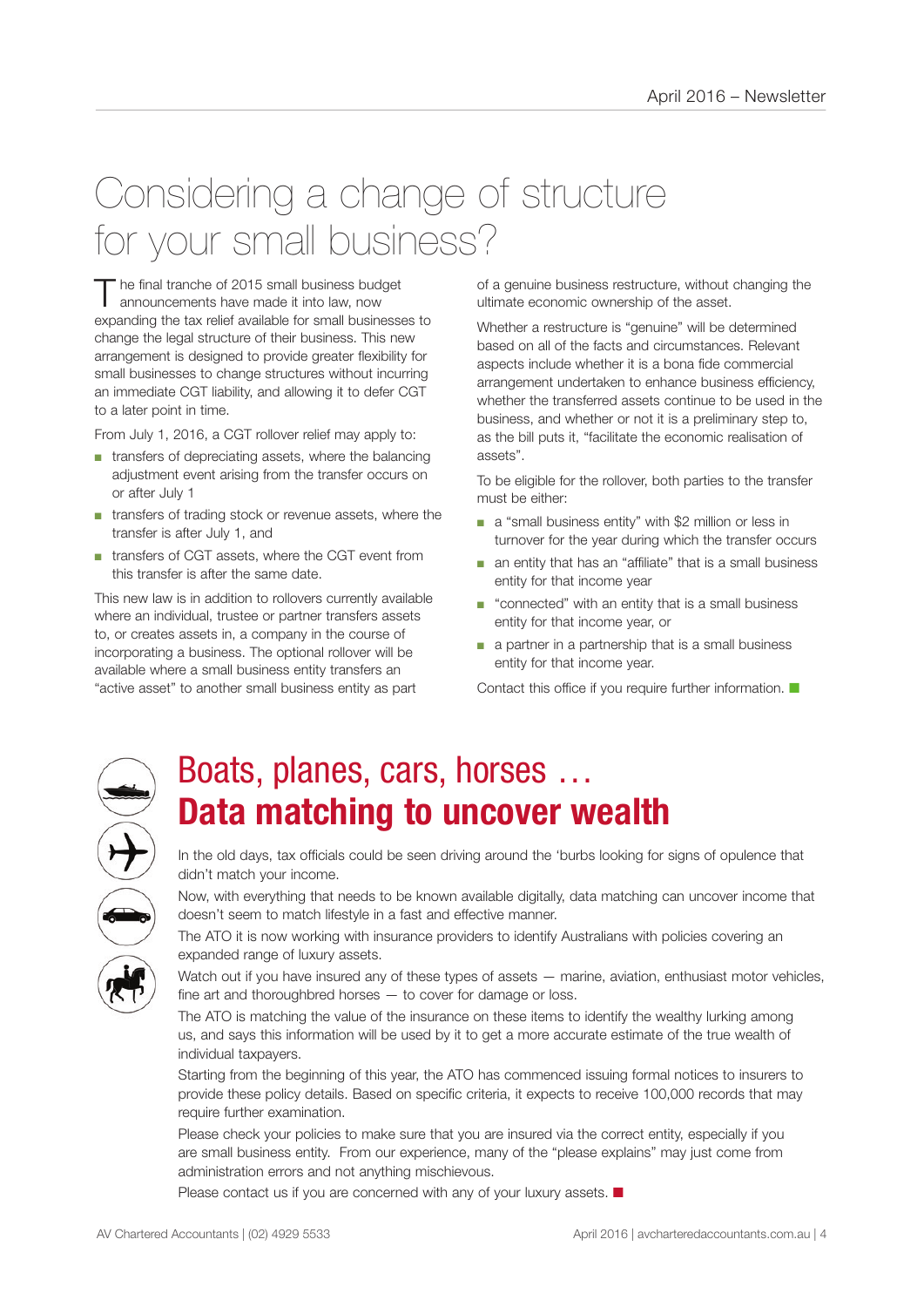# Considering a change of structure for your small business?

The final tranche of 2015 small business budget announcements have made it into law, now expanding the tax relief available for small businesses to change the legal structure of their business. This new arrangement is designed to provide greater flexibility for small businesses to change structures without incurring an immediate CGT liability, and allowing it to defer CGT to a later point in time.

From July 1, 2016, a CGT rollover relief may apply to:

- transfers of depreciating assets, where the balancing adjustment event arising from the transfer occurs on or after July 1
- transfers of trading stock or revenue assets, where the transfer is after July 1, and
- transfers of CGT assets, where the CGT event from this transfer is after the same date.

This new law is in addition to rollovers currently available where an individual, trustee or partner transfers assets to, or creates assets in, a company in the course of incorporating a business. The optional rollover will be available where a small business entity transfers an "active asset" to another small business entity as part of a genuine business restructure, without changing the ultimate economic ownership of the asset.

Whether a restructure is "genuine" will be determined based on all of the facts and circumstances. Relevant aspects include whether it is a bona fide commercial arrangement undertaken to enhance business efficiency, whether the transferred assets continue to be used in the business, and whether or not it is a preliminary step to, as the bill puts it, "facilitate the economic realisation of assets".

To be eligible for the rollover, both parties to the transfer must be either:

- a "small business entity" with $2 million or less in turnover for the year during which the transfer occurs
- an entity that has an "affiliate" that is a small business entity for that income year
- "connected" with an entity that is a small business entity for that income year, or
- a partner in a partnership that is a small business entity for that income year.

Contact this office if you require further information. ■

# Boats, planes, cars, horses … **Data matching to uncover wealth**

In the old days, tax officials could be seen driving around the 'burbs looking for signs of opulence that didn't match your income.

Now, with everything that needs to be known available digitally, data matching can uncover income that doesn't seem to match lifestyle in a fast and effective manner.

The ATO it is now working with insurance providers to identify Australians with policies covering an expanded range of luxury assets.

Watch out if you have insured any of these types of assets — marine, aviation, enthusiast motor vehicles, fine art and thoroughbred horses — to cover for damage or loss.

The ATO is matching the value of the insurance on these items to identify the wealthy lurking among us, and says this information will be used by it to get a more accurate estimate of the true wealth of individual taxpayers.

Starting from the beginning of this year, the ATO has commenced issuing formal notices to insurers to provide these policy details. Based on specific criteria, it expects to receive 100,000 records that may require further examination.

Please check your policies to make sure that you are insured via the correct entity, especially if you are small business entity. From our experience, many of the "please explains" may just come from administration errors and not anything mischievous.

Please contact us if you are concerned with any of your luxury assets. ■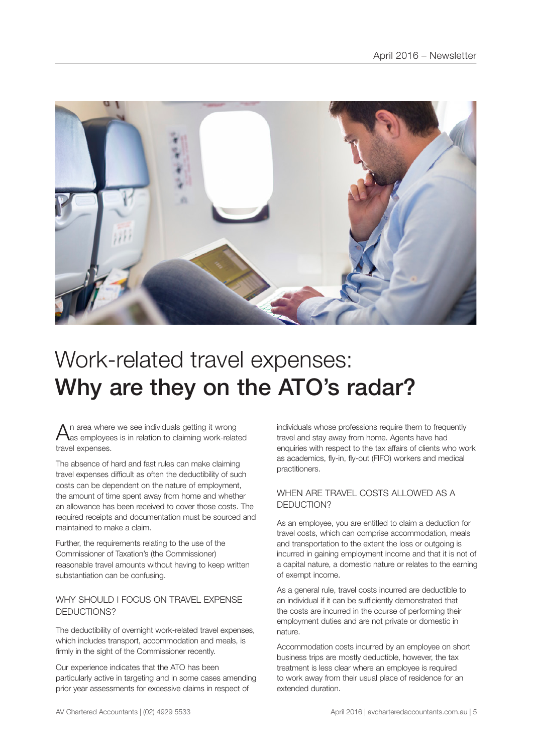# Work-related travel expenses: **Why are they on the ATO's radar?**

An area where we see individuals getting it wrong as employees is in relation to claiming work-related travel expenses.

The absence of hard and fast rules can make claiming travel expenses difficult as often the deductibility of such costs can be dependent on the nature of employment, the amount of time spent away from home and whether an allowance has been received to cover those costs. The required receipts and documentation must be sourced and maintained to make a claim.

Further, the requirements relating to the use of the Commissioner of Taxation's (the Commissioner) reasonable travel amounts without having to keep written substantiation can be confusing.

## WHY SHOULD I FOCUS ON TRAVEL EXPENSE DEDUCTIONS?

The deductibility of overnight work-related travel expenses, which includes transport, accommodation and meals, is firmly in the sight of the Commissioner recently.

Our experience indicates that the ATO has been particularly active in targeting and in some cases amending prior year assessments for excessive claims in respect of individuals whose professions require them to frequently travel and stay away from home. Agents have had enquiries with respect to the tax affairs of clients who work as academics, fly-in, fly-out (FIFO) workers and medical practitioners.

## WHEN ARE TRAVEL COSTS ALLOWED AS A DEDUCTION?

As an employee, you are entitled to claim a deduction for travel costs, which can comprise accommodation, meals and transportation to the extent the loss or outgoing is incurred in gaining employment income and that it is not of a capital nature, a domestic nature or relates to the earning of exempt income.

As a general rule, travel costs incurred are deductible to an individual if it can be sufficiently demonstrated that the costs are incurred in the course of performing their employment duties and are not private or domestic in nature.

Accommodation costs incurred by an employee on short business trips are mostly deductible, however, the tax treatment is less clear where an employee is required to work away from their usual place of residence for an extended duration.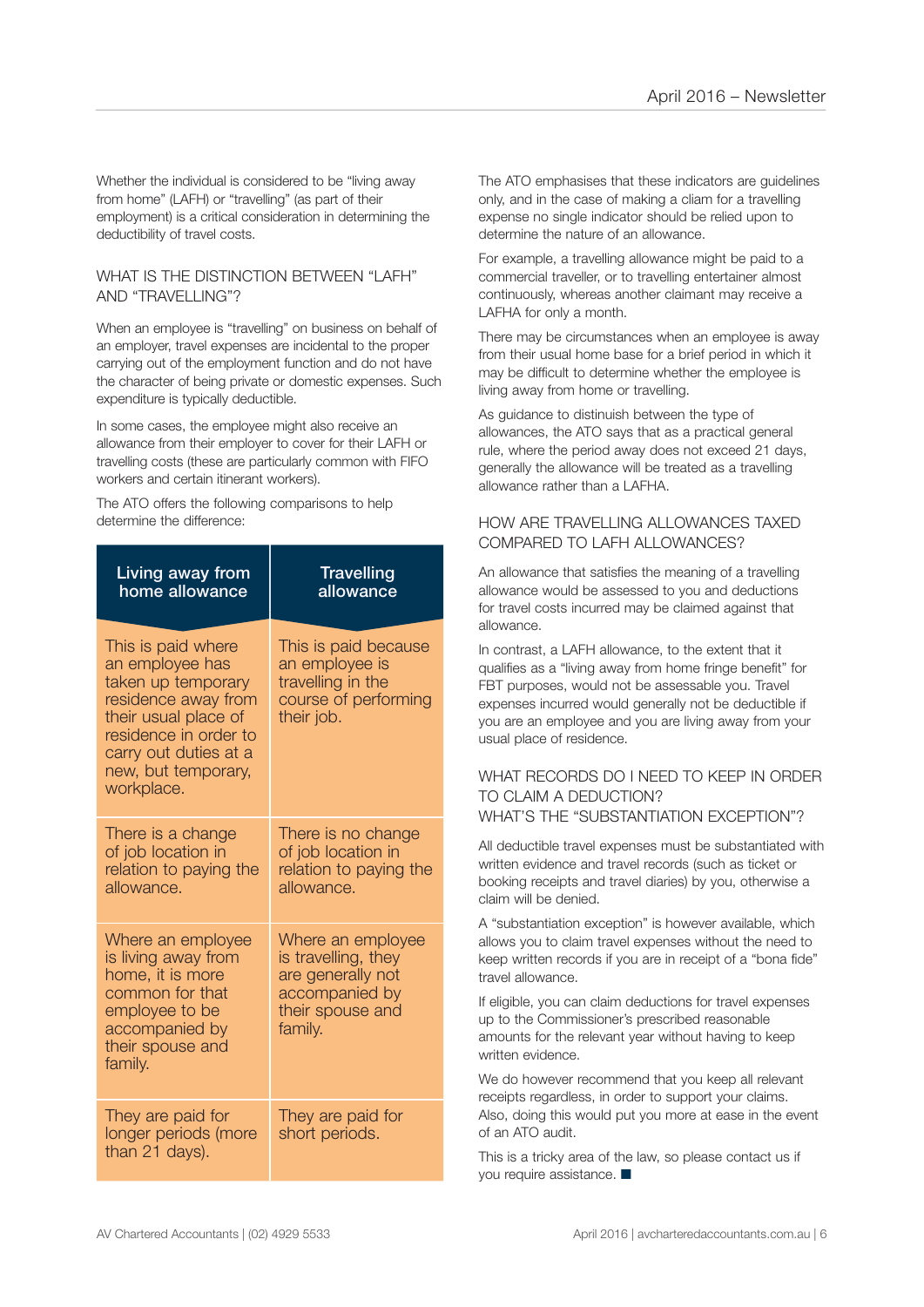Whether the individual is considered to be "living away from home" (LAFH) or "travelling" (as part of their employment) is a critical consideration in determining the deductibility of travel costs.

## WHAT IS THE DISTINCTION BETWEEN "LAFH" AND "TRAVELLING"?

When an employee is "travelling" on business on behalf of an employer, travel expenses are incidental to the proper carrying out of the employment function and do not have the character of being private or domestic expenses. Such expenditure is typically deductible.

In some cases, the employee might also receive an allowance from their employer to cover for their LAFH or travelling costs (these are particularly common with FIFO workers and certain itinerant workers).

The ATO offers the following comparisons to help determine the difference:

| Living away from home allowance | Travelling allowance |
|---|---|
| This is paid where an employee has taken up temporary residence away from their usual place of residence in order to carry out duties at a new, but temporary, workplace. | This is paid because an employee is travelling in the course of performing their job. |
| There is a change of job location in relation to paying the allowance. | There is no change of job location in relation to paying the allowance. |
| Where an employee is living away from home, it is more common for that employee to be accompanied by their spouse and family. | Where an employee is travelling, they are generally not accompanied by their spouse and family. |
| They are paid for longer periods (more than 21 days). | They are paid for short periods. |

The ATO emphasises that these indicators are guidelines only, and in the case of making a claim for a travelling expense no single indicator should be relied upon to determine the nature of an allowance.

For example, a travelling allowance might be paid to a commercial traveller, or to travelling entertainer almost continuously, whereas another claimant may receive a LAFHA for only a month.

There may be circumstances when an employee is away from their usual home base for a brief period in which it may be difficult to determine whether the employee is living away from home or travelling.

As guidance to distinuish between the type of allowances, the ATO says that as a practical general rule, where the period away does not exceed 21 days, generally the allowance will be treated as a travelling allowance rather than a LAFHA.

## HOW ARE TRAVELLING ALLOWANCES TAXED COMPARED TO LAFH ALLOWANCES?

An allowance that satisfies the meaning of a travelling allowance would be assessed to you and deductions for travel costs incurred may be claimed against that allowance.

In contrast, a LAFH allowance, to the extent that it qualifies as a "living away from home fringe benefit" for FBT purposes, would not be assessable you. Travel expenses incurred would generally not be deductible if you are an employee and you are living away from your usual place of residence.

## WHAT RECORDS DO I NEED TO KEEP IN ORDER TO CLAIM A DEDUCTION? WHAT'S THE "SUBSTANTIATION EXCEPTION"?

All deductible travel expenses must be substantiated with written evidence and travel records (such as ticket or booking receipts and travel diaries) by you, otherwise a claim will be denied.

A "substantiation exception" is however available, which allows you to claim travel expenses without the need to keep written records if you are in receipt of a "bona fide" travel allowance.

If eligible, you can claim deductions for travel expenses up to the Commissioner's prescribed reasonable amounts for the relevant year without having to keep written evidence.

We do however recommend that you keep all relevant receipts regardless, in order to support your claims. Also, doing this would put you more at ease in the event of an ATO audit.

This is a tricky area of the law, so please contact us if you require assistance. ■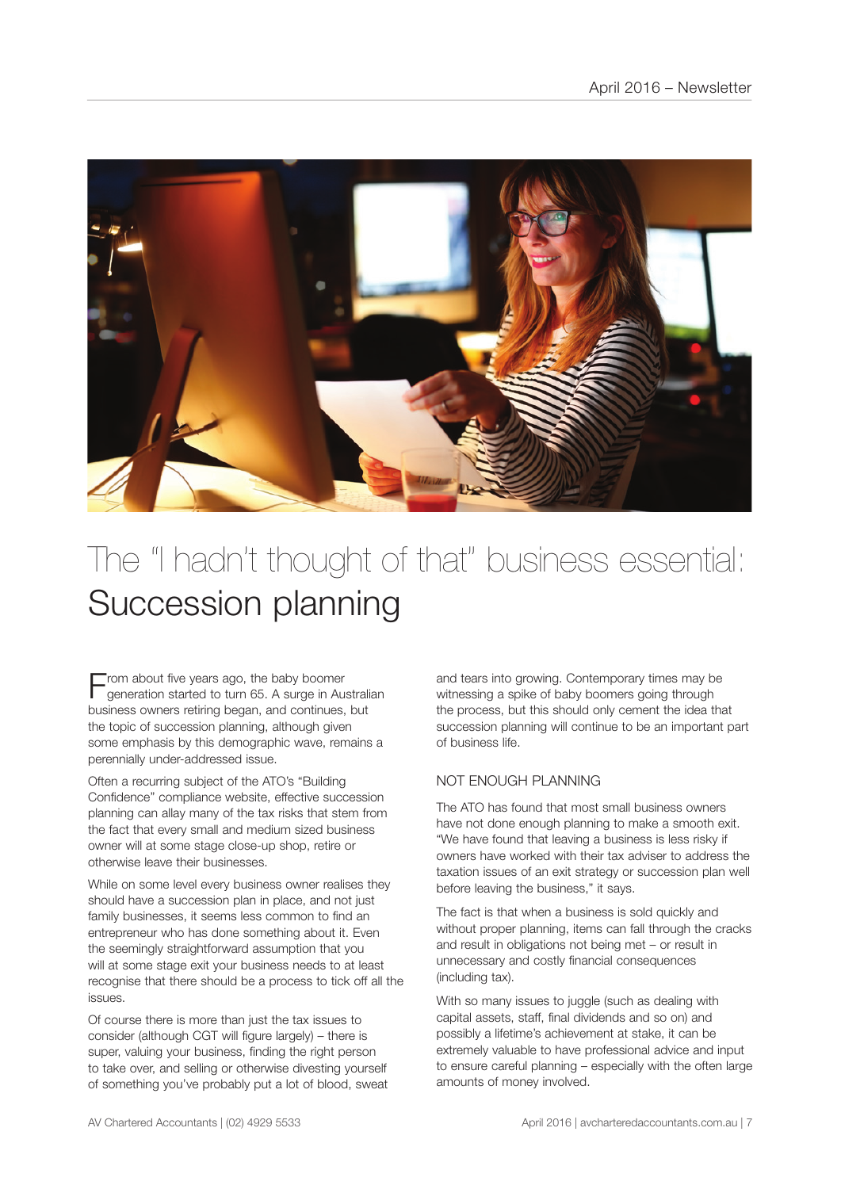# The "I hadn't thought of that" business essential: Succession planning

From about five years ago, the baby boomer generation started to turn 65. A surge in Australian business owners retiring began, and continues, but the topic of succession planning, although given some emphasis by this demographic wave, remains a perennially under-addressed issue.

Often a recurring subject of the ATO's "Building Confidence" compliance website, effective succession planning can allay many of the tax risks that stem from the fact that every small and medium sized business owner will at some stage close-up shop, retire or otherwise leave their businesses.

While on some level every business owner realises they should have a succession plan in place, and not just family businesses, it seems less common to find an entrepreneur who has done something about it. Even the seemingly straightforward assumption that you will at some stage exit your business needs to at least recognise that there should be a process to tick off all the issues.

Of course there is more than just the tax issues to consider (although CGT will figure largely) – there is super, valuing your business, finding the right person to take over, and selling or otherwise divesting yourself of something you've probably put a lot of blood, sweat and tears into growing. Contemporary times may be witnessing a spike of baby boomers going through the process, but this should only cement the idea that succession planning will continue to be an important part of business life.

## NOT ENOUGH PLANNING

The ATO has found that most small business owners have not done enough planning to make a smooth exit. "We have found that leaving a business is less risky if owners have worked with their tax adviser to address the taxation issues of an exit strategy or succession plan well before leaving the business," it says.

The fact is that when a business is sold quickly and without proper planning, items can fall through the cracks and result in obligations not being met – or result in unnecessary and costly financial consequences (including tax).

With so many issues to juggle (such as dealing with capital assets, staff, final dividends and so on) and possibly a lifetime's achievement at stake, it can be extremely valuable to have professional advice and input to ensure careful planning – especially with the often large amounts of money involved.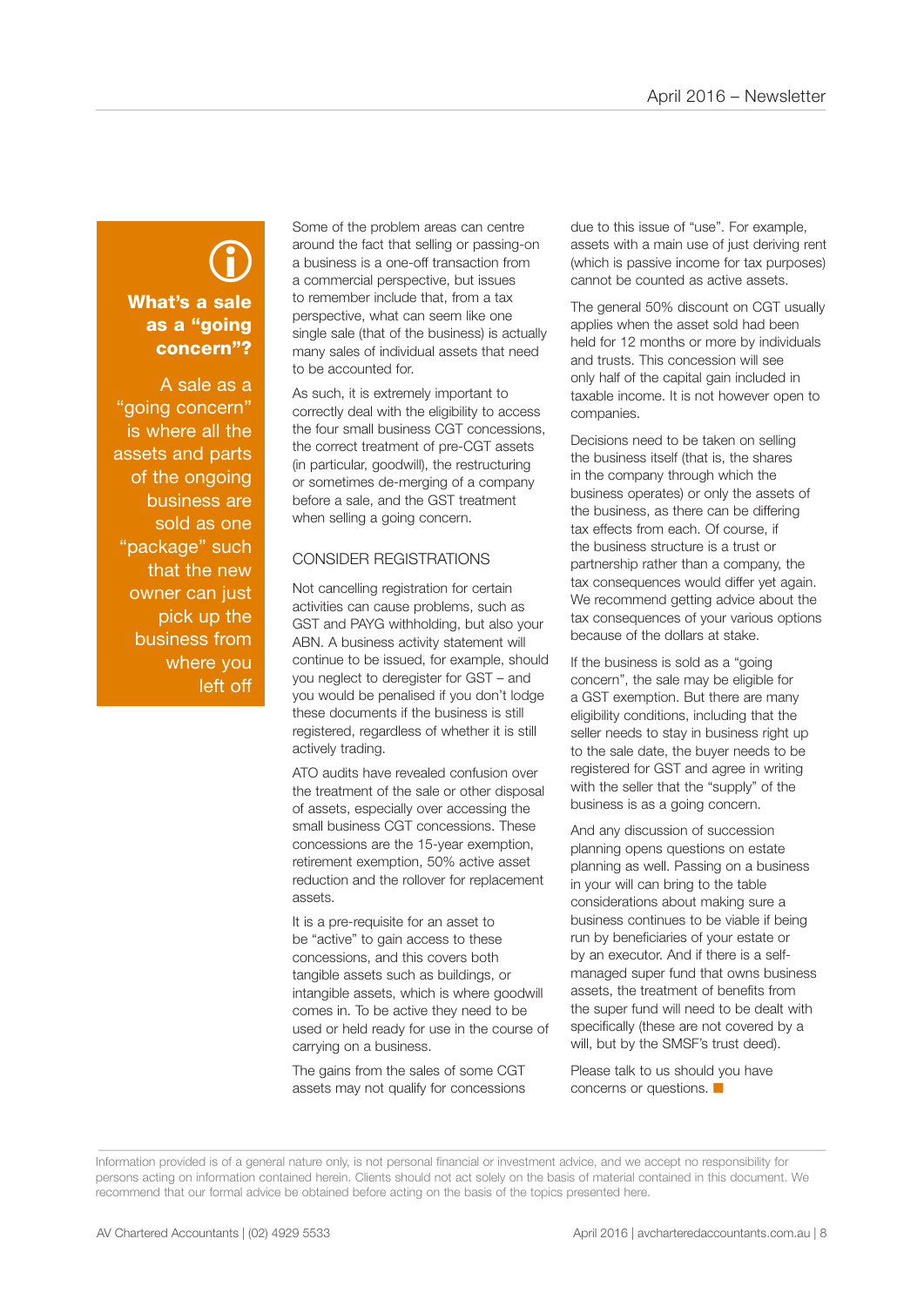**What's a sale as a "going concern"?**

A sale as a "going concern" is where all the assets and parts of the ongoing business are sold as one "package" such that the new owner can just pick up the business from where you left off

Some of the problem areas can centre around the fact that selling or passing-on a business is a one-off transaction from a commercial perspective, but issues to remember include that, from a tax perspective, what can seem like one single sale (that of the business) is actually many sales of individual assets that need to be accounted for.

As such, it is extremely important to correctly deal with the eligibility to access the four small business CGT concessions, the correct treatment of pre-CGT assets (in particular, goodwill), the restructuring or sometimes de-merging of a company before a sale, and the GST treatment when selling a going concern.

## CONSIDER REGISTRATIONS

Not cancelling registration for certain activities can cause problems, such as GST and PAYG withholding, but also your ABN. A business activity statement will continue to be issued, for example, should you neglect to deregister for GST – and you would be penalised if you don't lodge these documents if the business is still registered, regardless of whether it is still actively trading.

ATO audits have revealed confusion over the treatment of the sale or other disposal of assets, especially over accessing the small business CGT concessions. These concessions are the 15-year exemption, retirement exemption, 50% active asset reduction and the rollover for replacement assets.

It is a pre-requisite for an asset to be "active" to gain access to these concessions, and this covers both tangible assets such as buildings, or intangible assets, which is where goodwill comes in. To be active they need to be used or held ready for use in the course of carrying on a business.

The gains from the sales of some CGT assets may not qualify for concessions due to this issue of "use". For example, assets with a main use of just deriving rent (which is passive income for tax purposes) cannot be counted as active assets.

The general 50% discount on CGT usually applies when the asset sold had been held for 12 months or more by individuals and trusts. This concession will see only half of the capital gain included in taxable income. It is not however open to companies.

Decisions need to be taken on selling the business itself (that is, the shares in the company through which the business operates) or only the assets of the business, as there can be differing tax effects from each. Of course, if the business structure is a trust or partnership rather than a company, the tax consequences would differ yet again. We recommend getting advice about the tax consequences of your various options because of the dollars at stake.

If the business is sold as a "going concern", the sale may be eligible for a GST exemption. But there are many eligibility conditions, including that the seller needs to stay in business right up to the sale date, the buyer needs to be registered for GST and agree in writing with the seller that the "supply" of the business is as a going concern.

And any discussion of succession planning opens questions on estate planning as well. Passing on a business in your will can bring to the table considerations about making sure a business continues to be viable if being run by beneficiaries of your estate or by an executor. And if there is a self-managed super fund that owns business assets, the treatment of benefits from the super fund will need to be dealt with specifically (these are not covered by a will, but by the SMSF's trust deed).

Please talk to us should you have concerns or questions. ■

Information provided is of a general nature only, is not personal financial or investment advice, and we accept no responsibility for persons acting on information contained herein. Clients should not act solely on the basis of material contained in this document. We recommend that our formal advice be obtained before acting on the basis of the topics presented here.